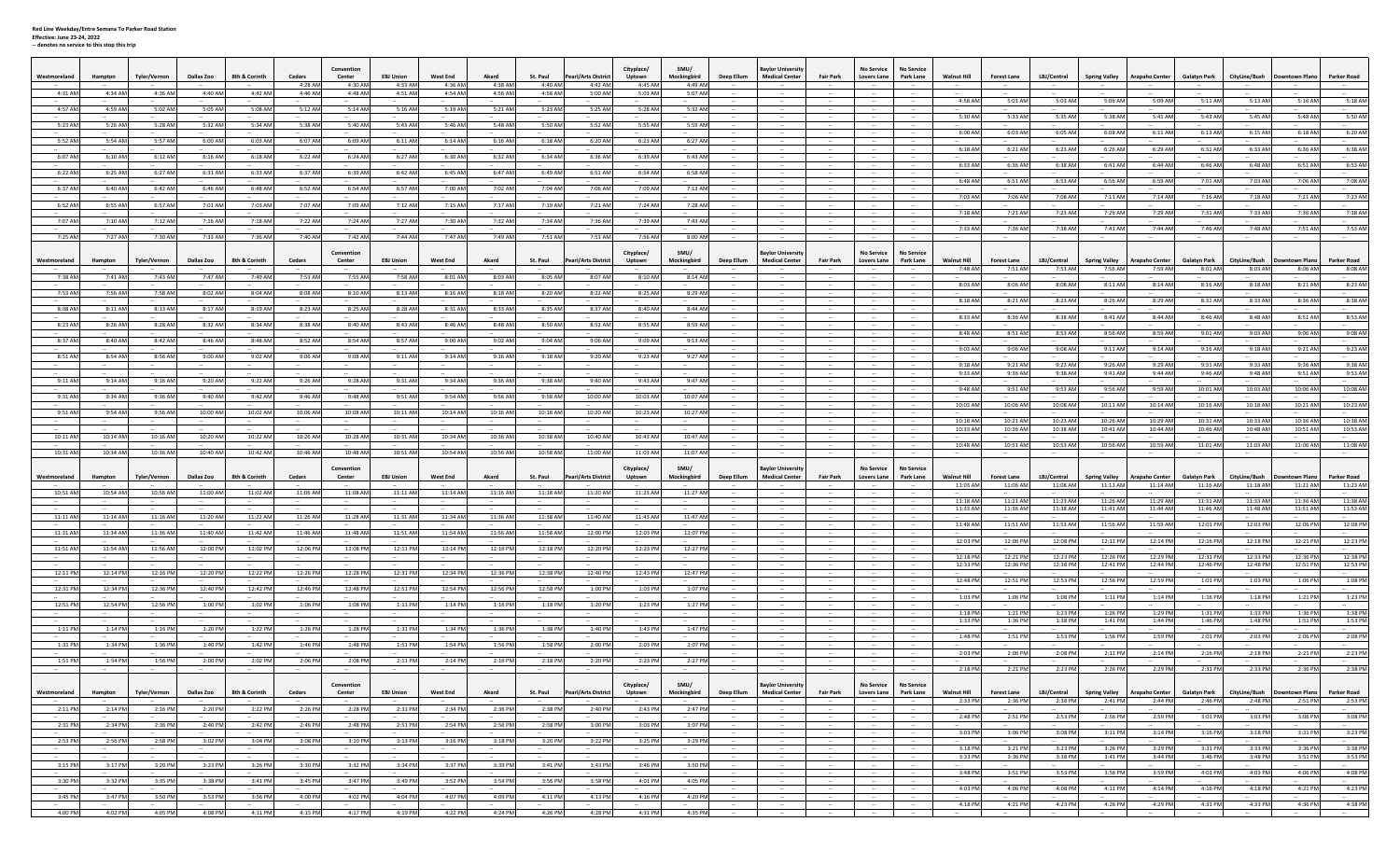**Red Line Weekday/Entre Semana To Parker Road Station**
**Effective: June 23-24, 2022**
**-- denotes no service to this stop this trip**

| Westmoreland | Hampton | Tyler/Vernon | Dallas Zoo | 8th & Corinth | Cedars | Convention Center | EBJ Union | West End | Akard | St. Paul | Pearl/Arts District | Cityplace/ Uptown | SMU/ Mockingbird | Deep Ellum | Baylor University Medical Center | Fair Park | No Service Lovers Lane | No Service Park Lane | Walnut Hill | Forest Lane | LBJ/Central | Spring Valley | Arapaho Center | Galatyn Park | CityLine/Bush | Downtown Plano | Parker Road |
|---|---|---|---|---|---|---|---|---|---|---|---|---|---|---|---|---|---|---|---|---|---|---|---|---|---|---|---|
| -- | -- | -- | -- | -- | 4:28 AM | 4:30 AM | 4:33 AM | 4:36 AM | 4:38 AM | 4:40 AM | 4:42 AM | 4:45 AM | 4:49 AM | -- | -- | -- | -- | -- | -- | -- | -- | -- | -- | -- | -- | -- | -- |
| 4:31 AM | 4:34 AM | 4:36 AM | 4:40 AM | 4:42 AM | 4:46 AM | 4:48 AM | 4:51 AM | 4:54 AM | 4:56 AM | 4:58 AM | 5:00 AM | 5:03 AM | 5:07 AM | -- | -- | -- | -- | -- | -- | -- | -- | -- | -- | -- | -- | -- | -- |
| -- | -- | -- | -- | -- | -- | -- | -- | -- | -- | -- | -- | -- | -- | -- | -- | -- | -- | -- | 4:58 AM | 5:01 AM | 5:03 AM | 5:06 AM | 5:09 AM | 5:11 AM | 5:13 AM | 5:16 AM | 5:18 AM |
| 4:57 AM | 4:59 AM | 5:02 AM | 5:05 AM | 5:08 AM | 5:12 AM | 5:14 AM | 5:16 AM | 5:19 AM | 5:21 AM | 5:23 AM | 5:25 AM | 5:28 AM | 5:32 AM | -- | -- | -- | -- | -- | -- | -- | -- | -- | -- | -- | -- | -- | -- |
| -- | -- | -- | -- | -- | -- | -- | -- | -- | -- | -- | -- | -- | -- | -- | -- | -- | -- | -- | 5:30 AM | 5:33 AM | 5:35 AM | 5:38 AM | 5:41 AM | 5:43 AM | 5:45 AM | 5:48 AM | 5:50 AM |
| 5:23 AM | 5:26 AM | 5:28 AM | 5:32 AM | 5:34 AM | 5:38 AM | 5:40 AM | 5:43 AM | 5:46 AM | 5:48 AM | 5:50 AM | 5:52 AM | 5:55 AM | 5:59 AM | -- | -- | -- | -- | -- | -- | -- | -- | -- | -- | -- | -- | -- | -- |
| -- | -- | -- | -- | -- | -- | -- | -- | -- | -- | -- | -- | -- | -- | -- | -- | -- | -- | -- | 6:00 AM | 6:03 AM | 6:05 AM | 6:08 AM | 6:11 AM | 6:13 AM | 6:15 AM | 6:18 AM | 6:20 AM |
| 5:52 AM | 5:54 AM | 5:57 AM | 6:00 AM | 6:03 AM | 6:07 AM | 6:09 AM | 6:11 AM | 6:14 AM | 6:16 AM | 6:18 AM | 6:20 AM | 6:23 AM | 6:27 AM | -- | -- | -- | -- | -- | -- | -- | -- | -- | -- | -- | -- | -- | -- |
| -- | -- | -- | -- | -- | -- | -- | -- | -- | -- | -- | -- | -- | -- | -- | -- | -- | -- | -- | 6:18 AM | 6:21 AM | 6:23 AM | 6:26 AM | 6:29 AM | 6:31 AM | 6:33 AM | 6:36 AM | 6:38 AM |
| 6:07 AM | 6:10 AM | 6:12 AM | 6:16 AM | 6:18 AM | 6:22 AM | 6:24 AM | 6:27 AM | 6:30 AM | 6:32 AM | 6:34 AM | 6:36 AM | 6:39 AM | 6:43 AM | -- | -- | -- | -- | -- | -- | -- | -- | -- | -- | -- | -- | -- | -- |
| -- | -- | -- | -- | -- | -- | -- | -- | -- | -- | -- | -- | -- | -- | -- | -- | -- | -- | -- | 6:33 AM | 6:36 AM | 6:38 AM | 6:41 AM | 6:44 AM | 6:46 AM | 6:48 AM | 6:51 AM | 6:53 AM |
| 6:22 AM | 6:25 AM | 6:27 AM | 6:31 AM | 6:33 AM | 6:37 AM | 6:39 AM | 6:42 AM | 6:45 AM | 6:47 AM | 6:49 AM | 6:51 AM | 6:54 AM | 6:58 AM | -- | -- | -- | -- | -- | -- | -- | -- | -- | -- | -- | -- | -- | -- |
| -- | -- | -- | -- | -- | -- | -- | -- | -- | -- | -- | -- | -- | -- | -- | -- | -- | -- | -- | 6:48 AM | 6:51 AM | 6:53 AM | 6:56 AM | 6:59 AM | 7:01 AM | 7:03 AM | 7:06 AM | 7:08 AM |
| 6:37 AM | 6:40 AM | 6:42 AM | 6:46 AM | 6:48 AM | 6:52 AM | 6:54 AM | 6:57 AM | 7:00 AM | 7:02 AM | 7:04 AM | 7:06 AM | 7:09 AM | 7:13 AM | -- | -- | -- | -- | -- | -- | -- | -- | -- | -- | -- | -- | -- | -- |
| -- | -- | -- | -- | -- | -- | -- | -- | -- | -- | -- | -- | -- | -- | -- | -- | -- | -- | -- | 7:03 AM | 7:06 AM | 7:08 AM | 7:11 AM | 7:14 AM | 7:16 AM | 7:18 AM | 7:21 AM | 7:23 AM |
| 6:52 AM | 6:55 AM | 6:57 AM | 7:01 AM | 7:03 AM | 7:07 AM | 7:09 AM | 7:12 AM | 7:15 AM | 7:17 AM | 7:19 AM | 7:21 AM | 7:24 AM | 7:28 AM | -- | -- | -- | -- | -- | -- | -- | -- | -- | -- | -- | -- | -- | -- |
| -- | -- | -- | -- | -- | -- | -- | -- | -- | -- | -- | -- | -- | -- | -- | -- | -- | -- | -- | 7:18 AM | 7:21 AM | 7:23 AM | 7:26 AM | 7:29 AM | 7:31 AM | 7:33 AM | 7:36 AM | 7:38 AM |
| 7:07 AM | 7:10 AM | 7:12 AM | 7:16 AM | 7:18 AM | 7:22 AM | 7:24 AM | 7:27 AM | 7:30 AM | 7:32 AM | 7:34 AM | 7:36 AM | 7:39 AM | 7:43 AM | -- | -- | -- | -- | -- | -- | -- | -- | -- | -- | -- | -- | -- | -- |
| -- | -- | -- | -- | -- | -- | -- | -- | -- | -- | -- | -- | -- | -- | -- | -- | -- | -- | -- | 7:33 AM | 7:36 AM | 7:38 AM | 7:41 AM | 7:44 AM | 7:46 AM | 7:48 AM | 7:51 AM | 7:53 AM |
| 7:25 AM | 7:27 AM | 7:30 AM | 7:33 AM | 7:36 AM | 7:40 AM | 7:42 AM | 7:44 AM | 7:47 AM | 7:49 AM | 7:51 AM | 7:53 AM | 7:56 AM | 8:00 AM | -- | -- | -- | -- | -- | -- | -- | -- | -- | -- | -- | -- | -- | -- |

| Westmoreland | Hampton | Tyler/Vernon | Dallas Zoo | 8th & Corinth | Cedars | Convention Center | EBJ Union | West End | Akard | St. Paul | Pearl/Arts District | Cityplace/ Uptown | SMU/ Mockingbird | Deep Ellum | Baylor University Medical Center | Fair Park | No Service Lovers Lane | No Service Park Lane | Walnut Hill | Forest Lane | LBJ/Central | Spring Valley | Arapaho Center | Galatyn Park | CityLine/Bush | Downtown Plano | Parker Road |
|---|---|---|---|---|---|---|---|---|---|---|---|---|---|---|---|---|---|---|---|---|---|---|---|---|---|---|---|
| -- | -- | -- | -- | -- | -- | -- | -- | -- | -- | -- | -- | -- | -- | -- | -- | -- | -- | -- | 7:48 AM | 7:51 AM | 7:53 AM | 7:56 AM | 7:59 AM | 8:01 AM | 8:03 AM | 8:06 AM | 8:08 AM |
| 7:38 AM | 7:41 AM | 7:43 AM | 7:47 AM | 7:49 AM | 7:53 AM | 7:55 AM | 7:58 AM | 8:01 AM | 8:03 AM | 8:05 AM | 8:07 AM | 8:10 AM | 8:14 AM | -- | -- | -- | -- | -- | -- | -- | -- | -- | -- | -- | -- | -- | -- |
| -- | -- | -- | -- | -- | -- | -- | -- | -- | -- | -- | -- | -- | -- | -- | -- | -- | -- | -- | 8:03 AM | 8:06 AM | 8:08 AM | 8:11 AM | 8:14 AM | 8:16 AM | 8:18 AM | 8:21 AM | 8:23 AM |
| 7:53 AM | 7:56 AM | 7:58 AM | 8:02 AM | 8:04 AM | 8:08 AM | 8:10 AM | 8:13 AM | 8:16 AM | 8:18 AM | 8:20 AM | 8:22 AM | 8:25 AM | 8:29 AM | -- | -- | -- | -- | -- | -- | -- | -- | -- | -- | -- | -- | -- | -- |
| -- | -- | -- | -- | -- | -- | -- | -- | -- | -- | -- | -- | -- | -- | -- | -- | -- | -- | -- | 8:18 AM | 8:21 AM | 8:23 AM | 8:26 AM | 8:29 AM | 8:31 AM | 8:33 AM | 8:36 AM | 8:38 AM |
| 8:08 AM | 8:11 AM | 8:13 AM | 8:17 AM | 8:19 AM | 8:23 AM | 8:25 AM | 8:28 AM | 8:31 AM | 8:33 AM | 8:35 AM | 8:37 AM | 8:40 AM | 8:44 AM | -- | -- | -- | -- | -- | -- | -- | -- | -- | -- | -- | -- | -- | -- |
| -- | -- | -- | -- | -- | -- | -- | -- | -- | -- | -- | -- | -- | -- | -- | -- | -- | -- | -- | 8:33 AM | 8:36 AM | 8:38 AM | 8:41 AM | 8:44 AM | 8:46 AM | 8:48 AM | 8:51 AM | 8:53 AM |
| 8:23 AM | 8:26 AM | 8:28 AM | 8:32 AM | 8:34 AM | 8:38 AM | 8:40 AM | 8:43 AM | 8:46 AM | 8:48 AM | 8:50 AM | 8:52 AM | 8:55 AM | 8:59 AM | -- | -- | -- | -- | -- | -- | -- | -- | -- | -- | -- | -- | -- | -- |
| -- | -- | -- | -- | -- | -- | -- | -- | -- | -- | -- | -- | -- | -- | -- | -- | -- | -- | -- | 8:48 AM | 8:51 AM | 8:53 AM | 8:56 AM | 8:59 AM | 9:01 AM | 9:03 AM | 9:06 AM | 9:08 AM |
| 8:37 AM | 8:40 AM | 8:42 AM | 8:46 AM | 8:48 AM | 8:52 AM | 8:54 AM | 8:57 AM | 9:00 AM | 9:02 AM | 9:04 AM | 9:06 AM | 9:09 AM | 9:13 AM | -- | -- | -- | -- | -- | -- | -- | -- | -- | -- | -- | -- | -- | -- |
| -- | -- | -- | -- | -- | -- | -- | -- | -- | -- | -- | -- | -- | -- | -- | -- | -- | -- | -- | 9:03 AM | 9:06 AM | 9:08 AM | 9:11 AM | 9:14 AM | 9:16 AM | 9:18 AM | 9:21 AM | 9:23 AM |
| 8:51 AM | 8:54 AM | 8:56 AM | 9:00 AM | 9:02 AM | 9:06 AM | 9:08 AM | 9:11 AM | 9:14 AM | 9:16 AM | 9:18 AM | 9:20 AM | 9:23 AM | 9:27 AM | -- | -- | -- | -- | -- | -- | -- | -- | -- | -- | -- | -- | -- | -- |
| -- | -- | -- | -- | -- | -- | -- | -- | -- | -- | -- | -- | -- | -- | -- | -- | -- | -- | -- | 9:18 AM | 9:21 AM | 9:23 AM | 9:26 AM | 9:29 AM | 9:31 AM | 9:33 AM | 9:36 AM | 9:38 AM |
| -- | -- | -- | -- | -- | -- | -- | -- | -- | -- | -- | -- | -- | -- | -- | -- | -- | -- | -- | 9:33 AM | 9:36 AM | 9:38 AM | 9:41 AM | 9:44 AM | 9:46 AM | 9:48 AM | 9:51 AM | 9:53 AM |
| 9:11 AM | 9:14 AM | 9:16 AM | 9:20 AM | 9:22 AM | 9:26 AM | 9:28 AM | 9:31 AM | 9:34 AM | 9:36 AM | 9:38 AM | 9:40 AM | 9:43 AM | 9:47 AM | -- | -- | -- | -- | -- | -- | -- | -- | -- | -- | -- | -- | -- | -- |
| -- | -- | -- | -- | -- | -- | -- | -- | -- | -- | -- | -- | -- | -- | -- | -- | -- | -- | -- | 9:48 AM | 9:51 AM | 9:53 AM | 9:56 AM | 9:59 AM | 10:01 AM | 10:03 AM | 10:06 AM | 10:08 AM |
| 9:31 AM | 9:34 AM | 9:36 AM | 9:40 AM | 9:42 AM | 9:46 AM | 9:48 AM | 9:51 AM | 9:54 AM | 9:56 AM | 9:58 AM | 10:00 AM | 10:03 AM | 10:07 AM | -- | -- | -- | -- | -- | -- | -- | -- | -- | -- | -- | -- | -- | -- |
| -- | -- | -- | -- | -- | -- | -- | -- | -- | -- | -- | -- | -- | -- | -- | -- | -- | -- | -- | 10:03 AM | 10:06 AM | 10:08 AM | 10:11 AM | 10:14 AM | 10:16 AM | 10:18 AM | 10:21 AM | 10:23 AM |
| 9:51 AM | 9:54 AM | 9:56 AM | 10:00 AM | 10:02 AM | 10:06 AM | 10:08 AM | 10:11 AM | 10:14 AM | 10:16 AM | 10:18 AM | 10:20 AM | 10:23 AM | 10:27 AM | -- | -- | -- | -- | -- | -- | -- | -- | -- | -- | -- | -- | -- | -- |
| -- | -- | -- | -- | -- | -- | -- | -- | -- | -- | -- | -- | -- | -- | -- | -- | -- | -- | -- | 10:18 AM | 10:21 AM | 10:23 AM | 10:26 AM | 10:29 AM | 10:31 AM | 10:33 AM | 10:36 AM | 10:38 AM |
| -- | -- | -- | -- | -- | -- | -- | -- | -- | -- | -- | -- | -- | -- | -- | -- | -- | -- | -- | 10:33 AM | 10:36 AM | 10:38 AM | 10:41 AM | 10:44 AM | 10:46 AM | 10:48 AM | 10:51 AM | 10:53 AM |
| 10:11 AM | 10:14 AM | 10:16 AM | 10:20 AM | 10:22 AM | 10:26 AM | 10:28 AM | 10:31 AM | 10:34 AM | 10:36 AM | 10:38 AM | 10:40 AM | 10:43 AM | 10:47 AM | -- | -- | -- | -- | -- | -- | -- | -- | -- | -- | -- | -- | -- | -- |
| -- | -- | -- | -- | -- | -- | -- | -- | -- | -- | -- | -- | -- | -- | -- | -- | -- | -- | -- | 10:48 AM | 10:51 AM | 10:53 AM | 10:56 AM | 10:59 AM | 11:01 AM | 11:03 AM | 11:06 AM | 11:08 AM |
| 10:31 AM | 10:34 AM | 10:36 AM | 10:40 AM | 10:42 AM | 10:46 AM | 10:48 AM | 10:51 AM | 10:54 AM | 10:56 AM | 10:58 AM | 11:00 AM | 11:03 AM | 11:07 AM | -- | -- | -- | -- | -- | -- | -- | -- | -- | -- | -- | -- | -- | -- |

| Westmoreland | Hampton | Tyler/Vernon | Dallas Zoo | 8th & Corinth | Cedars | Convention Center | EBJ Union | West End | Akard | St. Paul | Pearl/Arts District | Cityplace/ Uptown | SMU/ Mockingbird | Deep Ellum | Baylor University Medical Center | Fair Park | No Service Lovers Lane | No Service Park Lane | Walnut Hill | Forest Lane | LBJ/Central | Spring Valley | Arapaho Center | Galatyn Park | CityLine/Bush | Downtown Plano | Parker Road |
|---|---|---|---|---|---|---|---|---|---|---|---|---|---|---|---|---|---|---|---|---|---|---|---|---|---|---|---|
| -- | -- | -- | -- | -- | -- | -- | -- | -- | -- | -- | -- | -- | -- | -- | -- | -- | -- | -- | 11:03 AM | 11:06 AM | 11:08 AM | 11:11 AM | 11:14 AM | 11:16 AM | 11:18 AM | 11:21 AM | 11:23 AM |
| 10:51 AM | 10:54 AM | 10:56 AM | 11:00 AM | 11:02 AM | 11:06 AM | 11:08 AM | 11:11 AM | 11:14 AM | 11:16 AM | 11:18 AM | 11:20 AM | 11:23 AM | 11:27 AM | -- | -- | -- | -- | -- | -- | -- | -- | -- | -- | -- | -- | -- | -- |
| -- | -- | -- | -- | -- | -- | -- | -- | -- | -- | -- | -- | -- | -- | -- | -- | -- | -- | -- | 11:18 AM | 11:21 AM | 11:23 AM | 11:26 AM | 11:29 AM | 11:31 AM | 11:33 AM | 11:36 AM | 11:38 AM |
| -- | -- | -- | -- | -- | -- | -- | -- | -- | -- | -- | -- | -- | -- | -- | -- | -- | -- | -- | 11:33 AM | 11:36 AM | 11:38 AM | 11:41 AM | 11:44 AM | 11:46 AM | 11:48 AM | 11:51 AM | 11:53 AM |
| 11:11 AM | 11:14 AM | 11:16 AM | 11:20 AM | 11:22 AM | 11:26 AM | 11:28 AM | 11:31 AM | 11:34 AM | 11:36 AM | 11:38 AM | 11:40 AM | 11:43 AM | 11:47 AM | -- | -- | -- | -- | -- | -- | -- | -- | -- | -- | -- | -- | -- | -- |
| -- | -- | -- | -- | -- | -- | -- | -- | -- | -- | -- | -- | -- | -- | -- | -- | -- | -- | -- | 11:48 AM | 11:51 AM | 11:53 AM | 11:56 AM | 11:59 AM | 12:01 PM | 12:03 PM | 12:06 PM | 12:08 PM |
| 11:31 AM | 11:34 AM | 11:36 AM | 11:40 AM | 11:42 AM | 11:46 AM | 11:48 AM | 11:51 AM | 11:54 AM | 11:56 AM | 11:58 AM | 12:00 PM | 12:03 PM | 12:07 PM | -- | -- | -- | -- | -- | -- | -- | -- | -- | -- | -- | -- | -- | -- |
| -- | -- | -- | -- | -- | -- | -- | -- | -- | -- | -- | -- | -- | -- | -- | -- | -- | -- | -- | 12:03 PM | 12:06 PM | 12:08 PM | 12:11 PM | 12:14 PM | 12:16 PM | 12:18 PM | 12:21 PM | 12:23 PM |
| 11:51 AM | 11:54 AM | 11:56 AM | 12:00 PM | 12:02 PM | 12:06 PM | 12:08 PM | 12:11 PM | 12:14 PM | 12:16 PM | 12:18 PM | 12:20 PM | 12:23 PM | 12:27 PM | -- | -- | -- | -- | -- | -- | -- | -- | -- | -- | -- | -- | -- | -- |
| -- | -- | -- | -- | -- | -- | -- | -- | -- | -- | -- | -- | -- | -- | -- | -- | -- | -- | -- | 12:18 PM | 12:21 PM | 12:23 PM | 12:26 PM | 12:29 PM | 12:31 PM | 12:33 PM | 12:36 PM | 12:38 PM |
| -- | -- | -- | -- | -- | -- | -- | -- | -- | -- | -- | -- | -- | -- | -- | -- | -- | -- | -- | 12:33 PM | 12:36 PM | 12:38 PM | 12:41 PM | 12:44 PM | 12:46 PM | 12:48 PM | 12:51 PM | 12:53 PM |
| 12:11 PM | 12:14 PM | 12:16 PM | 12:20 PM | 12:22 PM | 12:26 PM | 12:28 PM | 12:31 PM | 12:34 PM | 12:36 PM | 12:38 PM | 12:40 PM | 12:43 PM | 12:47 PM | -- | -- | -- | -- | -- | -- | -- | -- | -- | -- | -- | -- | -- | -- |
| -- | -- | -- | -- | -- | -- | -- | -- | -- | -- | -- | -- | -- | -- | -- | -- | -- | -- | -- | 12:48 PM | 12:51 PM | 12:53 PM | 12:56 PM | 12:59 PM | 1:01 PM | 1:03 PM | 1:06 PM | 1:08 PM |
| 12:31 PM | 12:34 PM | 12:36 PM | 12:40 PM | 12:42 PM | 12:46 PM | 12:48 PM | 12:51 PM | 12:54 PM | 12:56 PM | 12:58 PM | 1:00 PM | 1:03 PM | 1:07 PM | -- | -- | -- | -- | -- | -- | -- | -- | -- | -- | -- | -- | -- | -- |
| -- | -- | -- | -- | -- | -- | -- | -- | -- | -- | -- | -- | -- | -- | -- | -- | -- | -- | -- | 1:03 PM | 1:06 PM | 1:08 PM | 1:11 PM | 1:14 PM | 1:16 PM | 1:18 PM | 1:21 PM | 1:23 PM |
| 12:51 PM | 12:54 PM | 12:56 PM | 1:00 PM | 1:02 PM | 1:06 PM | 1:08 PM | 1:11 PM | 1:14 PM | 1:16 PM | 1:18 PM | 1:20 PM | 1:23 PM | 1:27 PM | -- | -- | -- | -- | -- | -- | -- | -- | -- | -- | -- | -- | -- | -- |
| -- | -- | -- | -- | -- | -- | -- | -- | -- | -- | -- | -- | -- | -- | -- | -- | -- | -- | -- | 1:18 PM | 1:21 PM | 1:23 PM | 1:26 PM | 1:29 PM | 1:31 PM | 1:33 PM | 1:36 PM | 1:38 PM |
| -- | -- | -- | -- | -- | -- | -- | -- | -- | -- | -- | -- | -- | -- | -- | -- | -- | -- | -- | 1:33 PM | 1:36 PM | 1:38 PM | 1:41 PM | 1:44 PM | 1:46 PM | 1:48 PM | 1:51 PM | 1:53 PM |
| 1:11 PM | 1:14 PM | 1:16 PM | 1:20 PM | 1:22 PM | 1:26 PM | 1:28 PM | 1:31 PM | 1:34 PM | 1:36 PM | 1:38 PM | 1:40 PM | 1:43 PM | 1:47 PM | -- | -- | -- | -- | -- | -- | -- | -- | -- | -- | -- | -- | -- | -- |
| -- | -- | -- | -- | -- | -- | -- | -- | -- | -- | -- | -- | -- | -- | -- | -- | -- | -- | -- | 1:48 PM | 1:51 PM | 1:53 PM | 1:56 PM | 1:59 PM | 2:01 PM | 2:03 PM | 2:06 PM | 2:08 PM |
| 1:31 PM | 1:34 PM | 1:36 PM | 1:40 PM | 1:42 PM | 1:46 PM | 1:48 PM | 1:51 PM | 1:54 PM | 1:56 PM | 1:58 PM | 2:00 PM | 2:03 PM | 2:07 PM | -- | -- | -- | -- | -- | -- | -- | -- | -- | -- | -- | -- | -- | -- |
| -- | -- | -- | -- | -- | -- | -- | -- | -- | -- | -- | -- | -- | -- | -- | -- | -- | -- | -- | 2:03 PM | 2:06 PM | 2:08 PM | 2:11 PM | 2:14 PM | 2:16 PM | 2:18 PM | 2:21 PM | 2:23 PM |
| 1:51 PM | 1:54 PM | 1:56 PM | 2:00 PM | 2:02 PM | 2:06 PM | 2:08 PM | 2:11 PM | 2:14 PM | 2:16 PM | 2:18 PM | 2:20 PM | 2:23 PM | 2:27 PM | -- | -- | -- | -- | -- | -- | -- | -- | -- | -- | -- | -- | -- | -- |
| -- | -- | -- | -- | -- | -- | -- | -- | -- | -- | -- | -- | -- | -- | -- | -- | -- | -- | -- | 2:18 PM | 2:21 PM | 2:23 PM | 2:26 PM | 2:29 PM | 2:31 PM | 2:33 PM | 2:36 PM | 2:38 PM |

| Westmoreland | Hampton | Tyler/Vernon | Dallas Zoo | 8th & Corinth | Cedars | Convention Center | EBJ Union | West End | Akard | St. Paul | Pearl/Arts District | Cityplace/ Uptown | SMU/ Mockingbird | Deep Ellum | Baylor University Medical Center | Fair Park | No Service Lovers Lane | No Service Park Lane | Walnut Hill | Forest Lane | LBJ/Central | Spring Valley | Arapaho Center | Galatyn Park | CityLine/Bush | Downtown Plano | Parker Road |
|---|---|---|---|---|---|---|---|---|---|---|---|---|---|---|---|---|---|---|---|---|---|---|---|---|---|---|---|
| -- | -- | -- | -- | -- | -- | -- | -- | -- | -- | -- | -- | -- | -- | -- | -- | -- | -- | -- | 2:33 PM | 2:36 PM | 2:38 PM | 2:41 PM | 2:44 PM | 2:46 PM | 2:48 PM | 2:51 PM | 2:53 PM |
| 2:11 PM | 2:14 PM | 2:16 PM | 2:20 PM | 2:22 PM | 2:26 PM | 2:28 PM | 2:31 PM | 2:34 PM | 2:36 PM | 2:38 PM | 2:40 PM | 2:43 PM | 2:47 PM | -- | -- | -- | -- | -- | -- | -- | -- | -- | -- | -- | -- | -- | -- |
| -- | -- | -- | -- | -- | -- | -- | -- | -- | -- | -- | -- | -- | -- | -- | -- | -- | -- | -- | 2:48 PM | 2:51 PM | 2:53 PM | 2:56 PM | 2:59 PM | 3:01 PM | 3:03 PM | 3:06 PM | 3:08 PM |
| 2:31 PM | 2:34 PM | 2:36 PM | 2:40 PM | 2:42 PM | 2:46 PM | 2:48 PM | 2:51 PM | 2:54 PM | 2:56 PM | 2:58 PM | 3:00 PM | 3:03 PM | 3:07 PM | -- | -- | -- | -- | -- | -- | -- | -- | -- | -- | -- | -- | -- | -- |
| -- | -- | -- | -- | -- | -- | -- | -- | -- | -- | -- | -- | -- | -- | -- | -- | -- | -- | -- | 3:03 PM | 3:06 PM | 3:08 PM | 3:11 PM | 3:14 PM | 3:16 PM | 3:18 PM | 3:21 PM | 3:23 PM |
| 2:53 PM | 2:56 PM | 2:58 PM | 3:02 PM | 3:04 PM | 3:08 PM | 3:10 PM | 3:13 PM | 3:16 PM | 3:18 PM | 3:20 PM | 3:22 PM | 3:25 PM | 3:29 PM | -- | -- | -- | -- | -- | -- | -- | -- | -- | -- | -- | -- | -- | -- |
| -- | -- | -- | -- | -- | -- | -- | -- | -- | -- | -- | -- | -- | -- | -- | -- | -- | -- | -- | 3:18 PM | 3:21 PM | 3:23 PM | 3:26 PM | 3:29 PM | 3:31 PM | 3:33 PM | 3:36 PM | 3:38 PM |
| -- | -- | -- | -- | -- | -- | -- | -- | -- | -- | -- | -- | -- | -- | -- | -- | -- | -- | -- | 3:33 PM | 3:36 PM | 3:38 PM | 3:41 PM | 3:44 PM | 3:46 PM | 3:48 PM | 3:51 PM | 3:53 PM |
| 3:15 PM | 3:17 PM | 3:20 PM | 3:23 PM | 3:26 PM | 3:30 PM | 3:32 PM | 3:34 PM | 3:37 PM | 3:39 PM | 3:41 PM | 3:43 PM | 3:46 PM | 3:50 PM | -- | -- | -- | -- | -- | -- | -- | -- | -- | -- | -- | -- | -- | -- |
| -- | -- | -- | -- | -- | -- | -- | -- | -- | -- | -- | -- | -- | -- | -- | -- | -- | -- | -- | 3:48 PM | 3:51 PM | 3:53 PM | 3:56 PM | 3:59 PM | 4:01 PM | 4:03 PM | 4:06 PM | 4:08 PM |
| 3:30 PM | 3:32 PM | 3:35 PM | 3:38 PM | 3:41 PM | 3:45 PM | 3:47 PM | 3:49 PM | 3:52 PM | 3:54 PM | 3:56 PM | 3:58 PM | 4:01 PM | 4:05 PM | -- | -- | -- | -- | -- | -- | -- | -- | -- | -- | -- | -- | -- | -- |
| -- | -- | -- | -- | -- | -- | -- | -- | -- | -- | -- | -- | -- | -- | -- | -- | -- | -- | -- | 4:03 PM | 4:06 PM | 4:08 PM | 4:11 PM | 4:14 PM | 4:16 PM | 4:18 PM | 4:21 PM | 4:23 PM |
| 3:45 PM | 3:47 PM | 3:50 PM | 3:53 PM | 3:56 PM | 4:00 PM | 4:02 PM | 4:04 PM | 4:07 PM | 4:09 PM | 4:11 PM | 4:13 PM | 4:16 PM | 4:20 PM | -- | -- | -- | -- | -- | -- | -- | -- | -- | -- | -- | -- | -- | -- |
| -- | -- | -- | -- | -- | -- | -- | -- | -- | -- | -- | -- | -- | -- | -- | -- | -- | -- | -- | 4:18 PM | 4:21 PM | 4:23 PM | 4:26 PM | 4:29 PM | 4:31 PM | 4:33 PM | 4:36 PM | 4:38 PM |
| 4:00 PM | 4:02 PM | 4:05 PM | 4:08 PM | 4:11 PM | 4:15 PM | 4:17 PM | 4:19 PM | 4:22 PM | 4:24 PM | 4:26 PM | 4:28 PM | 4:31 PM | 4:35 PM | -- | -- | -- | -- | -- | -- | -- | -- | -- | -- | -- | -- | -- | -- |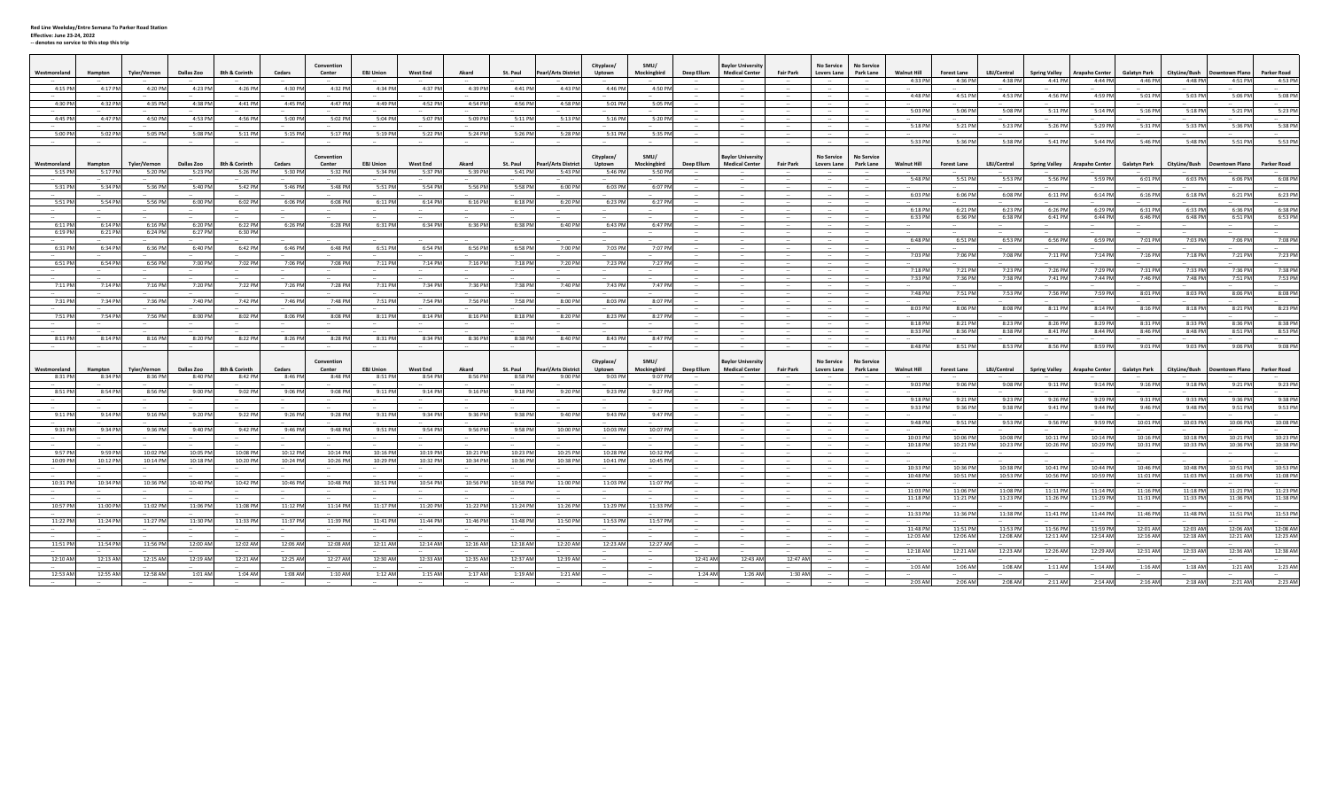**Red Line Weekday/Entre Semana To Parker Road Station**
**Effective: June 23-24, 2022**
**-- denotes no service to this stop this trip**

| Westmoreland | Hampton | Tyler/Vernon | Dallas Zoo | 8th & Corinth | Cedars | Convention Center | EBJ Union | West End | Akard | St. Paul | Pearl/Arts District | Cityplace/ Uptown | SMU/ Mockingbird | Deep Ellum | Baylor University Medical Center | Fair Park | No Service Lovers Lane | No Service Park Lane | Walnut Hill | Forest Lane | LBJ/Central | Spring Valley | Arapaho Center | Galatyn Park | CityLine/Bush | Downtown Plano | Parker Road |
|---|---|---|---|---|---|---|---|---|---|---|---|---|---|---|---|---|---|---|---|---|---|---|---|---|---|---|---|
| -- | -- | -- | -- | -- | -- | -- | -- | -- | -- | -- | -- | -- | -- | -- | -- | -- | -- | -- | 4:33 PM | 4:36 PM | 4:38 PM | 4:41 PM | 4:44 PM | 4:46 PM | 4:48 PM | 4:51 PM | 4:53 PM |
| 4:15 PM | 4:17 PM | 4:20 PM | 4:23 PM | 4:26 PM | 4:30 PM | 4:32 PM | 4:34 PM | 4:37 PM | 4:39 PM | 4:41 PM | 4:43 PM | 4:46 PM | 4:50 PM | -- | -- | -- | -- | -- | -- | -- | -- | -- | -- | -- | -- | -- | -- |
| -- | -- | -- | -- | -- | -- | -- | -- | -- | -- | -- | -- | -- | -- | -- | -- | -- | -- | -- | 4:48 PM | 4:51 PM | 4:53 PM | 4:56 PM | 4:59 PM | 5:01 PM | 5:03 PM | 5:06 PM | 5:08 PM |
| 4:30 PM | 4:32 PM | 4:35 PM | 4:38 PM | 4:41 PM | 4:45 PM | 4:47 PM | 4:49 PM | 4:52 PM | 4:54 PM | 4:56 PM | 4:58 PM | 5:01 PM | 5:05 PM | -- | -- | -- | -- | -- | -- | -- | -- | -- | -- | -- | -- | -- | -- |
| -- | -- | -- | -- | -- | -- | -- | -- | -- | -- | -- | -- | -- | -- | -- | -- | -- | -- | -- | 5:03 PM | 5:06 PM | 5:08 PM | 5:11 PM | 5:14 PM | 5:16 PM | 5:18 PM | 5:21 PM | 5:23 PM |
| 4:45 PM | 4:47 PM | 4:50 PM | 4:53 PM | 4:56 PM | 5:00 PM | 5:02 PM | 5:04 PM | 5:07 PM | 5:09 PM | 5:11 PM | 5:13 PM | 5:16 PM | 5:20 PM | -- | -- | -- | -- | -- | -- | -- | -- | -- | -- | -- | -- | -- | -- |
| -- | -- | -- | -- | -- | -- | -- | -- | -- | -- | -- | -- | -- | -- | -- | -- | -- | -- | -- | 5:18 PM | 5:21 PM | 5:23 PM | 5:26 PM | 5:29 PM | 5:31 PM | 5:33 PM | 5:36 PM | 5:38 PM |
| 5:00 PM | 5:02 PM | 5:05 PM | 5:08 PM | 5:11 PM | 5:15 PM | 5:17 PM | 5:19 PM | 5:22 PM | 5:24 PM | 5:26 PM | 5:28 PM | 5:31 PM | 5:35 PM | -- | -- | -- | -- | -- | -- | -- | -- | -- | -- | -- | -- | -- | -- |
| -- | -- | -- | -- | -- | -- | -- | -- | -- | -- | -- | -- | -- | -- | -- | -- | -- | -- | -- | 5:33 PM | 5:36 PM | 5:38 PM | 5:41 PM | 5:44 PM | 5:46 PM | 5:48 PM | 5:51 PM | 5:53 PM |

| Westmoreland | Hampton | Tyler/Vernon | Dallas Zoo | 8th & Corinth | Cedars | Convention Center | EBJ Union | West End | Akard | St. Paul | Pearl/Arts District | Cityplace/ Uptown | SMU/ Mockingbird | Deep Ellum | Baylor University Medical Center | Fair Park | No Service Lovers Lane | No Service Park Lane | Walnut Hill | Forest Lane | LBJ/Central | Spring Valley | Arapaho Center | Galatyn Park | CityLine/Bush | Downtown Plano | Parker Road |
|---|---|---|---|---|---|---|---|---|---|---|---|---|---|---|---|---|---|---|---|---|---|---|---|---|---|---|---|
| 5:15 PM | 5:17 PM | 5:20 PM | 5:23 PM | 5:26 PM | 5:30 PM | 5:32 PM | 5:34 PM | 5:37 PM | 5:39 PM | 5:41 PM | 5:43 PM | 5:46 PM | 5:50 PM | -- | -- | -- | -- | -- | -- | -- | -- | -- | -- | -- | -- | -- | -- |
| -- | -- | -- | -- | -- | -- | -- | -- | -- | -- | -- | -- | -- | -- | -- | -- | -- | -- | -- | 5:48 PM | 5:51 PM | 5:53 PM | 5:56 PM | 5:59 PM | 6:01 PM | 6:03 PM | 6:06 PM | 6:08 PM |
| 5:31 PM | 5:34 PM | 5:36 PM | 5:40 PM | 5:42 PM | 5:46 PM | 5:48 PM | 5:51 PM | 5:54 PM | 5:56 PM | 5:58 PM | 6:00 PM | 6:03 PM | 6:07 PM | -- | -- | -- | -- | -- | -- | -- | -- | -- | -- | -- | -- | -- | -- |
| -- | -- | -- | -- | -- | -- | -- | -- | -- | -- | -- | -- | -- | -- | -- | -- | -- | -- | -- | 6:03 PM | 6:06 PM | 6:08 PM | 6:11 PM | 6:14 PM | 6:16 PM | 6:18 PM | 6:21 PM | 6:23 PM |
| 5:51 PM | 5:54 PM | 5:56 PM | 6:00 PM | 6:02 PM | 6:06 PM | 6:08 PM | 6:11 PM | 6:14 PM | 6:16 PM | 6:18 PM | 6:20 PM | 6:23 PM | 6:27 PM | -- | -- | -- | -- | -- | -- | -- | -- | -- | -- | -- | -- | -- | -- |
| -- | -- | -- | -- | -- | -- | -- | -- | -- | -- | -- | -- | -- | -- | -- | -- | -- | -- | -- | 6:18 PM | 6:21 PM | 6:23 PM | 6:26 PM | 6:29 PM | 6:31 PM | 6:33 PM | 6:36 PM | 6:38 PM |
| -- | -- | -- | -- | -- | -- | -- | -- | -- | -- | -- | -- | -- | -- | -- | -- | -- | -- | -- | 6:33 PM | 6:36 PM | 6:38 PM | 6:41 PM | 6:44 PM | 6:46 PM | 6:48 PM | 6:51 PM | 6:53 PM |
| 6:11 PM | 6:14 PM | 6:16 PM | 6:20 PM | 6:22 PM | 6:26 PM | 6:28 PM | 6:31 PM | 6:34 PM | 6:36 PM | 6:38 PM | 6:40 PM | 6:43 PM | 6:47 PM | -- | -- | -- | -- | -- | -- | -- | -- | -- | -- | -- | -- | -- | -- |
| 6:19 PM | 6:21 PM | 6:24 PM | 6:27 PM | 6:30 PM | -- | -- | -- | -- | -- | -- | -- | -- | -- | -- | -- | -- | -- | -- | -- | -- | -- | -- | -- | -- | -- | -- | -- |
| -- | -- | -- | -- | -- | -- | -- | -- | -- | -- | -- | -- | -- | -- | -- | -- | -- | -- | -- | 6:48 PM | 6:51 PM | 6:53 PM | 6:56 PM | 6:59 PM | 7:01 PM | 7:03 PM | 7:06 PM | 7:08 PM |
| 6:31 PM | 6:34 PM | 6:36 PM | 6:40 PM | 6:42 PM | 6:46 PM | 6:48 PM | 6:51 PM | 6:54 PM | 6:56 PM | 6:58 PM | 7:00 PM | 7:03 PM | 7:07 PM | -- | -- | -- | -- | -- | -- | -- | -- | -- | -- | -- | -- | -- | -- |
| -- | -- | -- | -- | -- | -- | -- | -- | -- | -- | -- | -- | -- | -- | -- | -- | -- | -- | -- | 7:03 PM | 7:06 PM | 7:08 PM | 7:11 PM | 7:14 PM | 7:16 PM | 7:18 PM | 7:21 PM | 7:23 PM |
| 6:51 PM | 6:54 PM | 6:56 PM | 7:00 PM | 7:02 PM | 7:06 PM | 7:08 PM | 7:11 PM | 7:14 PM | 7:16 PM | 7:18 PM | 7:20 PM | 7:23 PM | 7:27 PM | -- | -- | -- | -- | -- | -- | -- | -- | -- | -- | -- | -- | -- | -- |
| -- | -- | -- | -- | -- | -- | -- | -- | -- | -- | -- | -- | -- | -- | -- | -- | -- | -- | -- | 7:18 PM | 7:21 PM | 7:23 PM | 7:26 PM | 7:29 PM | 7:31 PM | 7:33 PM | 7:36 PM | 7:38 PM |
| -- | -- | -- | -- | -- | -- | -- | -- | -- | -- | -- | -- | -- | -- | -- | -- | -- | -- | -- | 7:33 PM | 7:36 PM | 7:38 PM | 7:41 PM | 7:44 PM | 7:46 PM | 7:48 PM | 7:51 PM | 7:53 PM |
| 7:11 PM | 7:14 PM | 7:16 PM | 7:20 PM | 7:22 PM | 7:26 PM | 7:28 PM | 7:31 PM | 7:34 PM | 7:36 PM | 7:38 PM | 7:40 PM | 7:43 PM | 7:47 PM | -- | -- | -- | -- | -- | -- | -- | -- | -- | -- | -- | -- | -- | -- |
| -- | -- | -- | -- | -- | -- | -- | -- | -- | -- | -- | -- | -- | -- | -- | -- | -- | -- | -- | 7:48 PM | 7:51 PM | 7:53 PM | 7:56 PM | 7:59 PM | 8:01 PM | 8:03 PM | 8:06 PM | 8:08 PM |
| 7:31 PM | 7:34 PM | 7:36 PM | 7:40 PM | 7:42 PM | 7:46 PM | 7:48 PM | 7:51 PM | 7:54 PM | 7:56 PM | 7:58 PM | 8:00 PM | 8:03 PM | 8:07 PM | -- | -- | -- | -- | -- | -- | -- | -- | -- | -- | -- | -- | -- | -- |
| -- | -- | -- | -- | -- | -- | -- | -- | -- | -- | -- | -- | -- | -- | -- | -- | -- | -- | -- | 8:03 PM | 8:06 PM | 8:08 PM | 8:11 PM | 8:14 PM | 8:16 PM | 8:18 PM | 8:21 PM | 8:23 PM |
| 7:51 PM | 7:54 PM | 7:56 PM | 8:00 PM | 8:02 PM | 8:06 PM | 8:08 PM | 8:11 PM | 8:14 PM | 8:16 PM | 8:18 PM | 8:20 PM | 8:23 PM | 8:27 PM | -- | -- | -- | -- | -- | -- | -- | -- | -- | -- | -- | -- | -- | -- |
| -- | -- | -- | -- | -- | -- | -- | -- | -- | -- | -- | -- | -- | -- | -- | -- | -- | -- | -- | 8:18 PM | 8:21 PM | 8:23 PM | 8:26 PM | 8:29 PM | 8:31 PM | 8:33 PM | 8:36 PM | 8:38 PM |
| -- | -- | -- | -- | -- | -- | -- | -- | -- | -- | -- | -- | -- | -- | -- | -- | -- | -- | -- | 8:33 PM | 8:36 PM | 8:38 PM | 8:41 PM | 8:44 PM | 8:46 PM | 8:48 PM | 8:51 PM | 8:53 PM |
| 8:11 PM | 8:14 PM | 8:16 PM | 8:20 PM | 8:22 PM | 8:26 PM | 8:28 PM | 8:31 PM | 8:34 PM | 8:36 PM | 8:38 PM | 8:40 PM | 8:43 PM | 8:47 PM | -- | -- | -- | -- | -- | -- | -- | -- | -- | -- | -- | -- | -- | -- |
| -- | -- | -- | -- | -- | -- | -- | -- | -- | -- | -- | -- | -- | -- | -- | -- | -- | -- | -- | 8:48 PM | 8:51 PM | 8:53 PM | 8:56 PM | 8:59 PM | 9:01 PM | 9:03 PM | 9:06 PM | 9:08 PM |

| Westmoreland | Hampton | Tyler/Vernon | Dallas Zoo | 8th & Corinth | Cedars | Convention Center | EBJ Union | West End | Akard | St. Paul | Pearl/Arts District | Cityplace/ Uptown | SMU/ Mockingbird | Deep Ellum | Baylor University Medical Center | Fair Park | No Service Lovers Lane | No Service Park Lane | Walnut Hill | Forest Lane | LBJ/Central | Spring Valley | Arapaho Center | Galatyn Park | CityLine/Bush | Downtown Plano | Parker Road |
|---|---|---|---|---|---|---|---|---|---|---|---|---|---|---|---|---|---|---|---|---|---|---|---|---|---|---|---|
| 8:31 PM | 8:34 PM | 8:36 PM | 8:40 PM | 8:42 PM | 8:46 PM | 8:48 PM | 8:51 PM | 8:54 PM | 8:56 PM | 8:58 PM | 9:00 PM | 9:03 PM | 9:07 PM | -- | -- | -- | -- | -- | -- | -- | -- | -- | -- | -- | -- | -- | -- |
| -- | -- | -- | -- | -- | -- | -- | -- | -- | -- | -- | -- | -- | -- | -- | -- | -- | -- | -- | 9:03 PM | 9:06 PM | 9:08 PM | 9:11 PM | 9:14 PM | 9:16 PM | 9:18 PM | 9:21 PM | 9:23 PM |
| 8:51 PM | 8:54 PM | 8:56 PM | 9:00 PM | 9:02 PM | 9:06 PM | 9:08 PM | 9:11 PM | 9:14 PM | 9:16 PM | 9:18 PM | 9:20 PM | 9:23 PM | 9:27 PM | -- | -- | -- | -- | -- | -- | -- | -- | -- | -- | -- | -- | -- | -- |
| -- | -- | -- | -- | -- | -- | -- | -- | -- | -- | -- | -- | -- | -- | -- | -- | -- | -- | -- | 9:18 PM | 9:21 PM | 9:23 PM | 9:26 PM | 9:29 PM | 9:31 PM | 9:33 PM | 9:36 PM | 9:38 PM |
| -- | -- | -- | -- | -- | -- | -- | -- | -- | -- | -- | -- | -- | -- | -- | -- | -- | -- | -- | 9:33 PM | 9:36 PM | 9:38 PM | 9:41 PM | 9:44 PM | 9:46 PM | 9:48 PM | 9:51 PM | 9:53 PM |
| 9:11 PM | 9:14 PM | 9:16 PM | 9:20 PM | 9:22 PM | 9:26 PM | 9:28 PM | 9:31 PM | 9:34 PM | 9:36 PM | 9:38 PM | 9:40 PM | 9:43 PM | 9:47 PM | -- | -- | -- | -- | -- | -- | -- | -- | -- | -- | -- | -- | -- | -- |
| -- | -- | -- | -- | -- | -- | -- | -- | -- | -- | -- | -- | -- | -- | -- | -- | -- | -- | -- | 9:48 PM | 9:51 PM | 9:53 PM | 9:56 PM | 9:59 PM | 10:01 PM | 10:03 PM | 10:06 PM | 10:08 PM |
| 9:31 PM | 9:34 PM | 9:36 PM | 9:40 PM | 9:42 PM | 9:46 PM | 9:48 PM | 9:51 PM | 9:54 PM | 9:56 PM | 9:58 PM | 10:00 PM | 10:03 PM | 10:07 PM | -- | -- | -- | -- | -- | -- | -- | -- | -- | -- | -- | -- | -- | -- |
| -- | -- | -- | -- | -- | -- | -- | -- | -- | -- | -- | -- | -- | -- | -- | -- | -- | -- | -- | 10:03 PM | 10:06 PM | 10:08 PM | 10:11 PM | 10:14 PM | 10:16 PM | 10:18 PM | 10:21 PM | 10:23 PM |
| -- | -- | -- | -- | -- | -- | -- | -- | -- | -- | -- | -- | -- | -- | -- | -- | -- | -- | -- | 10:18 PM | 10:21 PM | 10:23 PM | 10:26 PM | 10:29 PM | 10:31 PM | 10:33 PM | 10:36 PM | 10:38 PM |
| 9:57 PM | 9:59 PM | 10:02 PM | 10:05 PM | 10:08 PM | 10:12 PM | 10:14 PM | 10:16 PM | 10:19 PM | 10:21 PM | 10:23 PM | 10:25 PM | 10:28 PM | 10:32 PM | -- | -- | -- | -- | -- | -- | -- | -- | -- | -- | -- | -- | -- | -- |
| 10:09 PM | 10:12 PM | 10:14 PM | 10:18 PM | 10:20 PM | 10:24 PM | 10:26 PM | 10:29 PM | 10:32 PM | 10:34 PM | 10:36 PM | 10:38 PM | 10:41 PM | 10:45 PM | -- | -- | -- | -- | -- | -- | -- | -- | -- | -- | -- | -- | -- | -- |
| -- | -- | -- | -- | -- | -- | -- | -- | -- | -- | -- | -- | -- | -- | -- | -- | -- | -- | -- | 10:33 PM | 10:36 PM | 10:38 PM | 10:41 PM | 10:44 PM | 10:46 PM | 10:48 PM | 10:51 PM | 10:53 PM |
| -- | -- | -- | -- | -- | -- | -- | -- | -- | -- | -- | -- | -- | -- | -- | -- | -- | -- | -- | 10:48 PM | 10:51 PM | 10:53 PM | 10:56 PM | 10:59 PM | 11:01 PM | 11:03 PM | 11:06 PM | 11:08 PM |
| 10:31 PM | 10:34 PM | 10:36 PM | 10:40 PM | 10:42 PM | 10:46 PM | 10:48 PM | 10:51 PM | 10:54 PM | 10:56 PM | 10:58 PM | 11:00 PM | 11:03 PM | 11:07 PM | -- | -- | -- | -- | -- | -- | -- | -- | -- | -- | -- | -- | -- | -- |
| -- | -- | -- | -- | -- | -- | -- | -- | -- | -- | -- | -- | -- | -- | -- | -- | -- | -- | -- | 11:03 PM | 11:06 PM | 11:08 PM | 11:11 PM | 11:14 PM | 11:16 PM | 11:18 PM | 11:21 PM | 11:23 PM |
| -- | -- | -- | -- | -- | -- | -- | -- | -- | -- | -- | -- | -- | -- | -- | -- | -- | -- | -- | 11:18 PM | 11:21 PM | 11:23 PM | 11:26 PM | 11:29 PM | 11:31 PM | 11:33 PM | 11:36 PM | 11:38 PM |
| 10:57 PM | 11:00 PM | 11:02 PM | 11:06 PM | 11:08 PM | 11:12 PM | 11:14 PM | 11:17 PM | 11:20 PM | 11:22 PM | 11:24 PM | 11:26 PM | 11:29 PM | 11:33 PM | -- | -- | -- | -- | -- | -- | -- | -- | -- | -- | -- | -- | -- | -- |
| -- | -- | -- | -- | -- | -- | -- | -- | -- | -- | -- | -- | -- | -- | -- | -- | -- | -- | -- | 11:33 PM | 11:36 PM | 11:38 PM | 11:41 PM | 11:44 PM | 11:46 PM | 11:48 PM | 11:51 PM | 11:53 PM |
| 11:22 PM | 11:24 PM | 11:27 PM | 11:30 PM | 11:33 PM | 11:37 PM | 11:39 PM | 11:41 PM | 11:44 PM | 11:46 PM | 11:48 PM | 11:50 PM | 11:53 PM | 11:57 PM | -- | -- | -- | -- | -- | -- | -- | -- | -- | -- | -- | -- | -- | -- |
| -- | -- | -- | -- | -- | -- | -- | -- | -- | -- | -- | -- | -- | -- | -- | -- | -- | -- | -- | 11:48 PM | 11:51 PM | 11:53 PM | 11:56 PM | 11:59 PM | 12:01 AM | 12:03 AM | 12:06 AM | 12:08 AM |
| -- | -- | -- | -- | -- | -- | -- | -- | -- | -- | -- | -- | -- | -- | -- | -- | -- | -- | -- | 12:03 AM | 12:06 AM | 12:08 AM | 12:11 AM | 12:14 AM | 12:16 AM | 12:18 AM | 12:21 AM | 12:23 AM |
| 11:51 PM | 11:54 PM | 11:56 PM | 12:00 AM | 12:02 AM | 12:06 AM | 12:08 AM | 12:11 AM | 12:14 AM | 12:16 AM | 12:18 AM | 12:20 AM | 12:23 AM | 12:27 AM | -- | -- | -- | -- | -- | -- | -- | -- | -- | -- | -- | -- | -- | -- |
| -- | -- | -- | -- | -- | -- | -- | -- | -- | -- | -- | -- | -- | -- | -- | -- | -- | -- | -- | 12:18 AM | 12:21 AM | 12:23 AM | 12:26 AM | 12:29 AM | 12:31 AM | 12:33 AM | 12:36 AM | 12:38 AM |
| 12:10 AM | 12:13 AM | 12:15 AM | 12:19 AM | 12:21 AM | 12:25 AM | 12:27 AM | 12:30 AM | 12:33 AM | 12:35 AM | 12:37 AM | 12:39 AM | -- | -- | 12:41 AM | 12:43 AM | 12:47 AM | -- | -- | -- | -- | -- | -- | -- | -- | -- | -- | -- |
| -- | -- | -- | -- | -- | -- | -- | -- | -- | -- | -- | -- | -- | -- | -- | -- | -- | -- | -- | 1:03 AM | 1:06 AM | 1:08 AM | 1:11 AM | 1:14 AM | 1:16 AM | 1:18 AM | 1:21 AM | 1:23 AM |
| 12:53 AM | 12:55 AM | 12:58 AM | 1:01 AM | 1:04 AM | 1:08 AM | 1:10 AM | 1:12 AM | 1:15 AM | 1:17 AM | 1:19 AM | 1:21 AM | -- | -- | 1:24 AM | 1:26 AM | 1:30 AM | -- | -- | -- | -- | -- | -- | -- | -- | -- | -- | -- |
| -- | -- | -- | -- | -- | -- | -- | -- | -- | -- | -- | -- | -- | -- | -- | -- | -- | -- | -- | 2:03 AM | 2:06 AM | 2:08 AM | 2:11 AM | 2:14 AM | 2:16 AM | 2:18 AM | 2:21 AM | 2:23 AM |